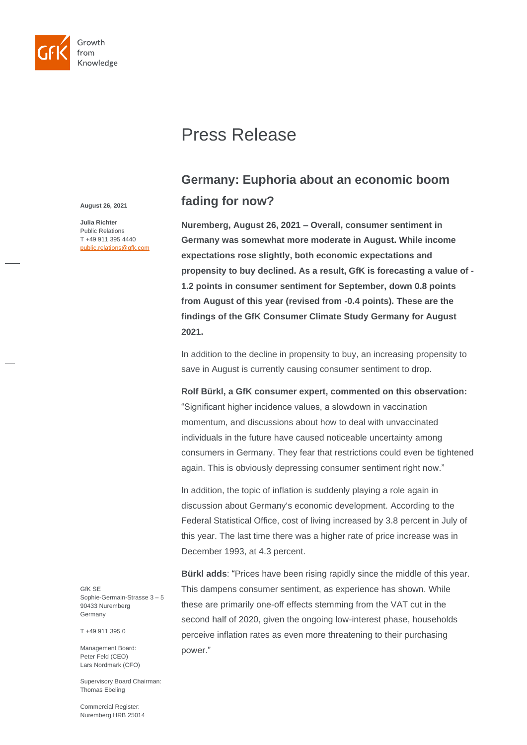Growth from Knowledge

# Press Release

## Germany: Euphoria about an economic boom fading for now?

**August 26, 2021**

**Julia Richter**
Public Relations
T +49 911 395 4440
public.relations@gfk.com

**Nuremberg, August 26, 2021 – Overall, consumer sentiment in Germany was somewhat more moderate in August. While income expectations rose slightly, both economic expectations and propensity to buy declined. As a result, GfK is forecasting a value of -1.2 points in consumer sentiment for September, down 0.8 points from August of this year (revised from -0.4 points). These are the findings of the GfK Consumer Climate Study Germany for August 2021.**

In addition to the decline in propensity to buy, an increasing propensity to save in August is currently causing consumer sentiment to drop.

**Rolf Bürkl, a GfK consumer expert, commented on this observation:** "Significant higher incidence values, a slowdown in vaccination momentum, and discussions about how to deal with unvaccinated individuals in the future have caused noticeable uncertainty among consumers in Germany. They fear that restrictions could even be tightened again. This is obviously depressing consumer sentiment right now."

In addition, the topic of inflation is suddenly playing a role again in discussion about Germany's economic development. According to the Federal Statistical Office, cost of living increased by 3.8 percent in July of this year. The last time there was a higher rate of price increase was in December 1993, at 4.3 percent.

**Bürkl adds**: **"**Prices have been rising rapidly since the middle of this year. This dampens consumer sentiment, as experience has shown. While these are primarily one-off effects stemming from the VAT cut in the second half of 2020, given the ongoing low-interest phase, households perceive inflation rates as even more threatening to their purchasing power."

GfK SE
Sophie-Germain-Strasse 3 – 5
90433 Nuremberg
Germany

T +49 911 395 0

Management Board:
Peter Feld (CEO)
Lars Nordmark (CFO)

Supervisory Board Chairman:
Thomas Ebeling

Commercial Register:
Nuremberg HRB 25014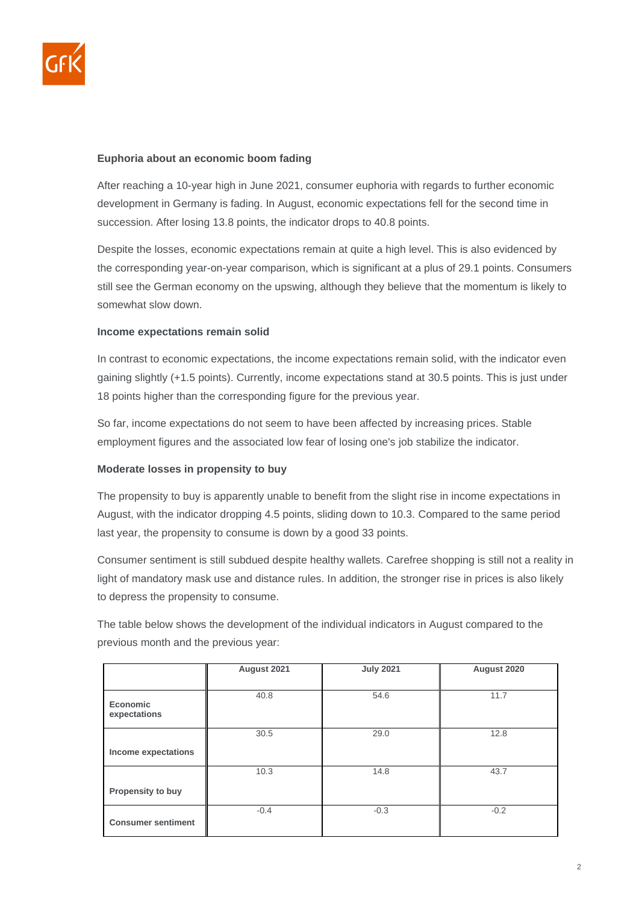**Euphoria about an economic boom fading**

After reaching a 10-year high in June 2021, consumer euphoria with regards to further economic development in Germany is fading. In August, economic expectations fell for the second time in succession. After losing 13.8 points, the indicator drops to 40.8 points.

Despite the losses, economic expectations remain at quite a high level. This is also evidenced by the corresponding year-on-year comparison, which is significant at a plus of 29.1 points. Consumers still see the German economy on the upswing, although they believe that the momentum is likely to somewhat slow down.

**Income expectations remain solid**

In contrast to economic expectations, the income expectations remain solid, with the indicator even gaining slightly (+1.5 points). Currently, income expectations stand at 30.5 points. This is just under 18 points higher than the corresponding figure for the previous year.

So far, income expectations do not seem to have been affected by increasing prices. Stable employment figures and the associated low fear of losing one's job stabilize the indicator.

**Moderate losses in propensity to buy**

The propensity to buy is apparently unable to benefit from the slight rise in income expectations in August, with the indicator dropping 4.5 points, sliding down to 10.3. Compared to the same period last year, the propensity to consume is down by a good 33 points.

Consumer sentiment is still subdued despite healthy wallets. Carefree shopping is still not a reality in light of mandatory mask use and distance rules. In addition, the stronger rise in prices is also likely to depress the propensity to consume.

The table below shows the development of the individual indicators in August compared to the previous month and the previous year:

| | August 2021 | July 2021 | August 2020 |
|---|---|---|---|
| **Economic expectations** | 40.8 | 54.6 | 11.7 |
| **Income expectations** | 30.5 | 29.0 | 12.8 |
| **Propensity to buy** | 10.3 | 14.8 | 43.7 |
| **Consumer sentiment** | -0.4 | -0.3 | -0.2 |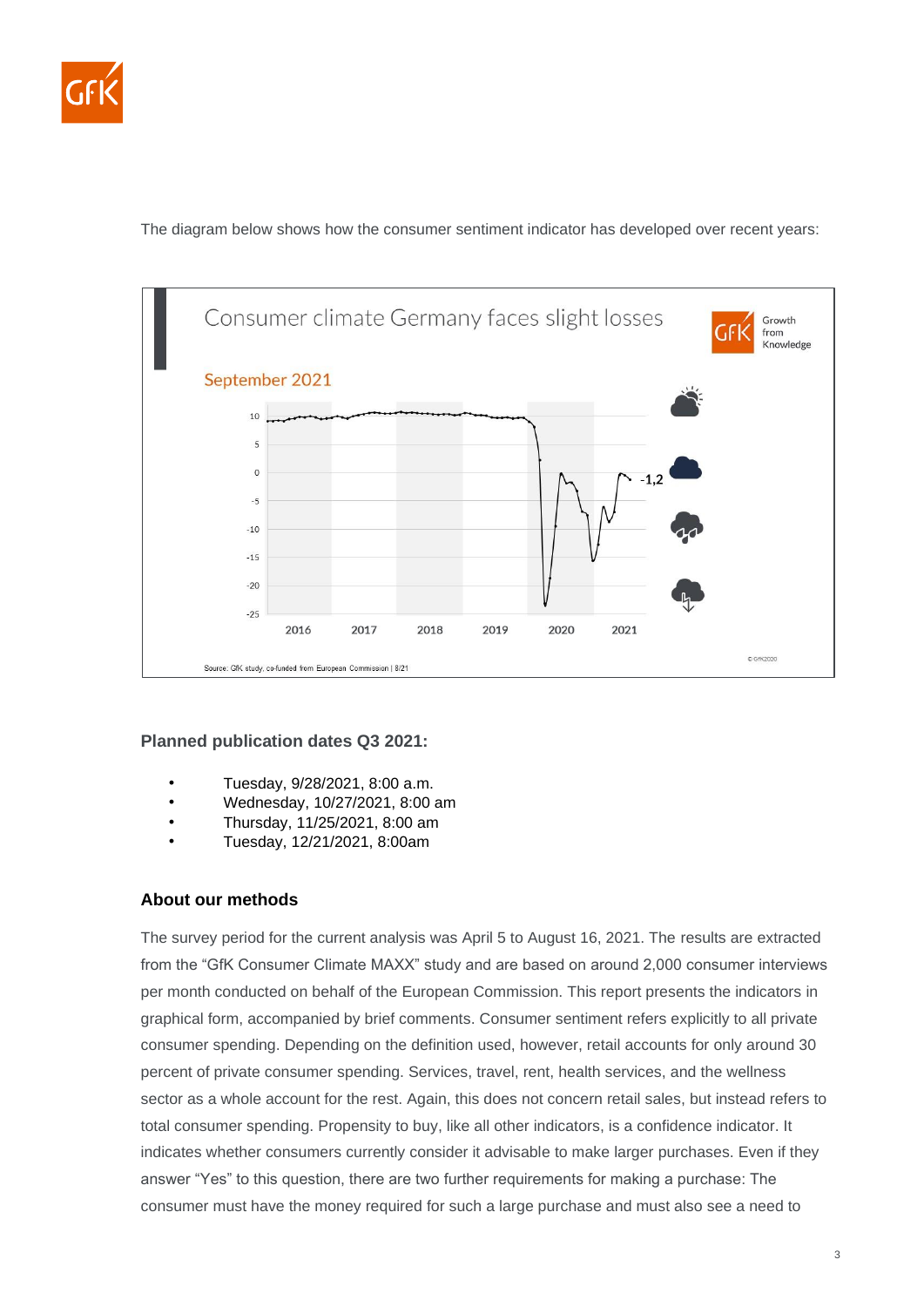The diagram below shows how the consumer sentiment indicator has developed over recent years:

## Planned publication dates Q3 2021:

- Tuesday, 9/28/2021, 8:00 a.m.
- Wednesday, 10/27/2021, 8:00 am
- Thursday, 11/25/2021, 8:00 am
- Tuesday, 12/21/2021, 8:00am

## About our methods

The survey period for the current analysis was April 5 to August 16, 2021. The results are extracted from the “GfK Consumer Climate MAXX” study and are based on around 2,000 consumer interviews per month conducted on behalf of the European Commission. This report presents the indicators in graphical form, accompanied by brief comments. Consumer sentiment refers explicitly to all private consumer spending. Depending on the definition used, however, retail accounts for only around 30 percent of private consumer spending. Services, travel, rent, health services, and the wellness sector as a whole account for the rest. Again, this does not concern retail sales, but instead refers to total consumer spending. Propensity to buy, like all other indicators, is a confidence indicator. It indicates whether consumers currently consider it advisable to make larger purchases. Even if they answer “Yes” to this question, there are two further requirements for making a purchase: The consumer must have the money required for such a large purchase and must also see a need to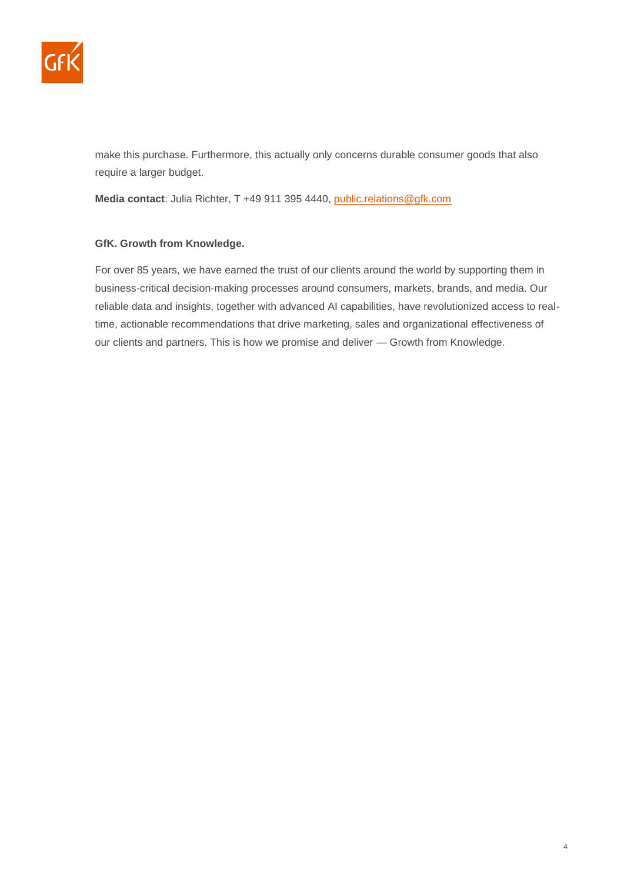make this purchase. Furthermore, this actually only concerns durable consumer goods that also require a larger budget.

**Media contact**: Julia Richter, T +49 911 395 4440, public.relations@gfk.com

**GfK. Growth from Knowledge.**

For over 85 years, we have earned the trust of our clients around the world by supporting them in business-critical decision-making processes around consumers, markets, brands, and media. Our reliable data and insights, together with advanced AI capabilities, have revolutionized access to real-time, actionable recommendations that drive marketing, sales and organizational effectiveness of our clients and partners. This is how we promise and deliver — Growth from Knowledge.